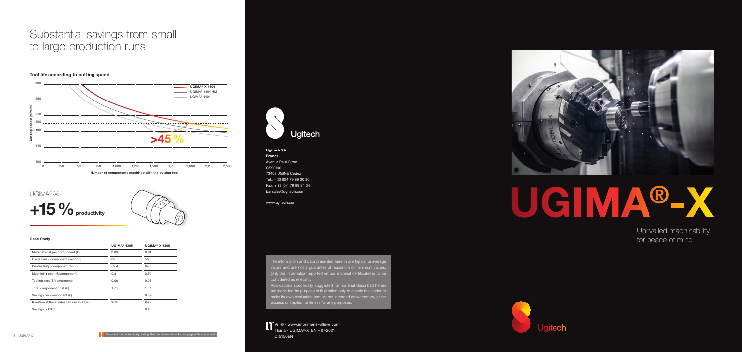# Substantial savings from small to large production runs

**Tool life according to cutting speed**

Cutting speed (m/min)

300
260
220
200
180
140
100

0 250 500 750 1,000 1,250 1,500 1,750 2,000 2,250 2,500

Number of components machined with the cutting tool

UGIMA®-X 4404
UGIMA® 4404 HM
UGIMA® 4404

>45 %

UGIMA®-X:

**+15 %** productivity

**Case Study**

| | UGIMA® 4305 | UGIMA®-X 4305 |
|---|---|---|
| Material cost per component (€) | 0.89 | 0.91 |
| Cycle time / component (second) | 65 | 56 |
| Productivity (component/hour) | 55.4 | 64.3 |
| Machining cost (€/component) | 0.81 | 0.70 |
| Tooling cost (€/component) | 0.06 | 0.06 |
| Total component cost (€) | 1.76 | 1.67 |
| Savings per component (€) | | 0.09 |
| Duration of the production run in days | 0.75 | 0.65 |
| Savings in €/kg | | 0.48 |

Document not contractually binding. See disclaimers at back cover page of this document.

Ugitech

**Ugitech SA**
**France**
Avenue Paul Girod
CS90100
73403 UGINE Cedex
Tel.: + 33 (0)4 79 89 30 30
Fax: + 33 (0)4 79 89 34 34
barsales@ugitech.com

www.ugitech.com

The information and data presented here in are typical or average values and are not a guarantee of maximum or minimum values. Only the information reported on our material certificates is to be considered as relevant.
Applications specifically suggested for material described herein are made for the purpose of illustration only to enable the reader to make its own evaluation and are not intended as warranties, either express or implied, of fitness for any purposes.

Villi® - www.imprimerie-villiere.com
Thuria - UGIMA®-X_EN – 07-2021
D15150EN

# UGIMA®-X

Unrivalled machinability
for peace of mind

Ugitech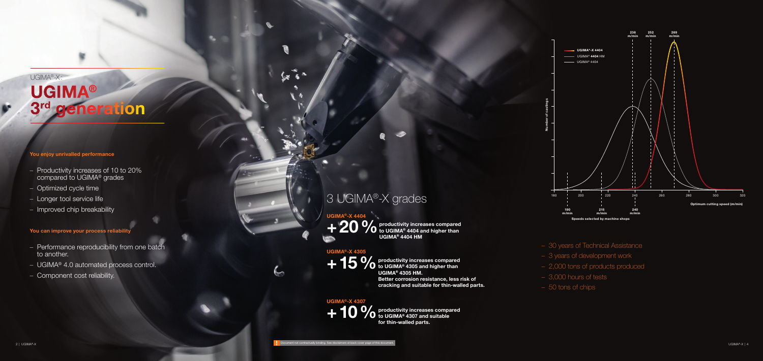UGIMA®-X:

# UGIMA® 3rd generation

**You enjoy unrivalled performance**

- Productivity increases of 10 to 20% compared to UGIMA® grades
- Optimized cycle time
- Longer tool service life
- Improved chip breakability

**You can improve your process reliability**

- Performance reproducibility from one batch to another.
- UGIMA® 4.0 automated process control.
- Component cost reliability.

## 3 UGIMA®-X grades

**UGIMA®-X 4404**

**+ 20 %** **productivity increases compared to UGIMA® 4404 and higher than UGIMA® 4404 HM**

**UGIMA®-X 4305**

**+ 15 %** **productivity increases compared to UGIMA® 4305 and higher than UGIMA® 4305 HM. Better corrosion resistance, less risk of cracking and suitable for thin-walled parts.**

**UGIMA®-X 4307**

**+ 10 %** **productivity increases compared to UGIMA® 4307 and suitable for thin-walled parts.**

Document not contractually binding. See disclaimer at back cover page of this document.

238 m/min
252 m/min
269 m/min

UGIMA®-X 4404
UGIMA® 4404 HM
UGIMA® 4404

Number of castings

180
200
220
240
260
280
300
320

Optimum cutting speed (m/min)

190 m/min
215 m/min
240 m/min

Speeds selected by machine shops

- 30 years of Technical Assistance
- 3 years of development work
- 2,000 tons of products produced
- 3,000 hours of tests
- 50 tons of chips